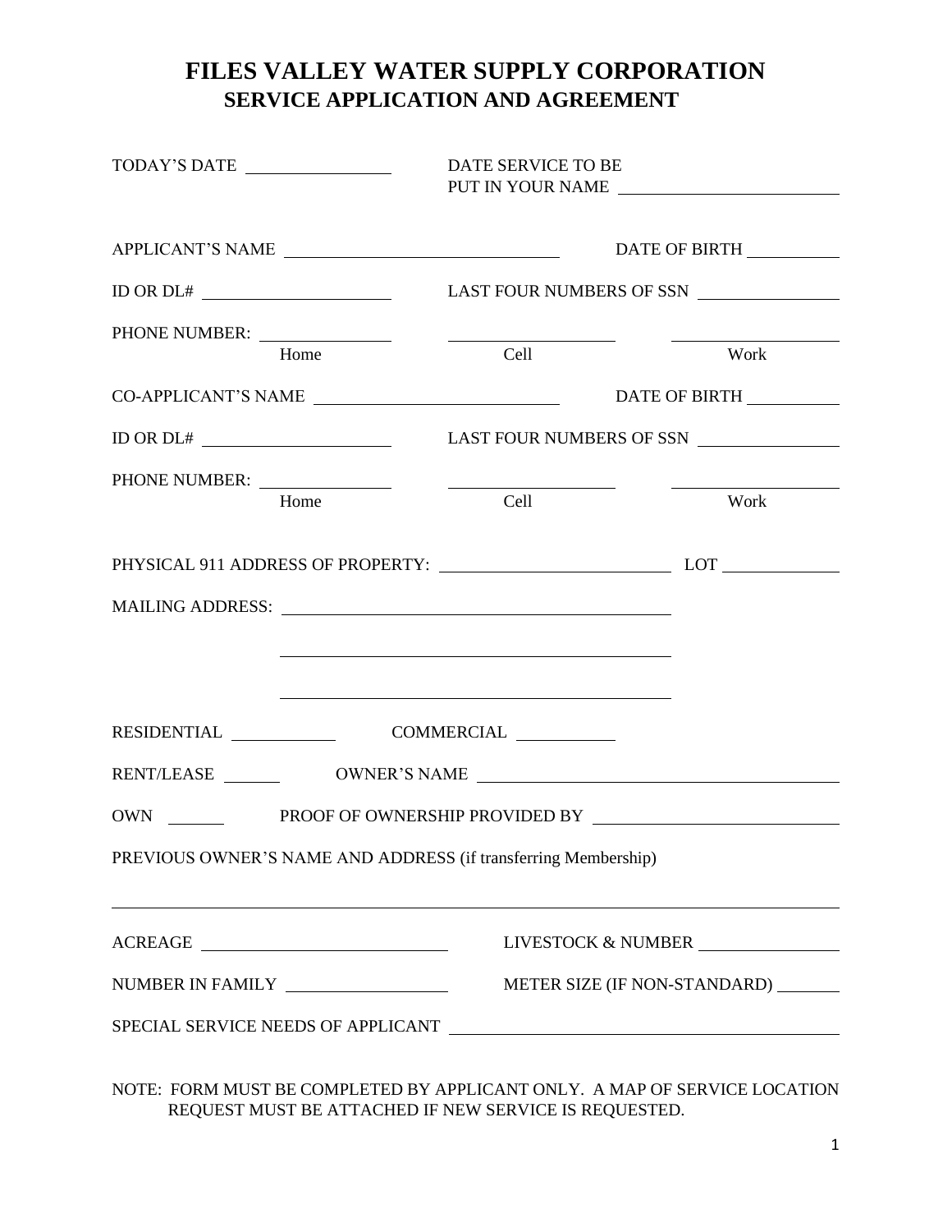# FILES VALLEY WATER SUPPLY CORPORATION

## SERVICE APPLICATION AND AGREEMENT

TODAY'S DATE ________________ DATE SERVICE TO BE PUT IN YOUR NAME ________________________

APPLICANT'S NAME ________________________________ DATE OF BIRTH __________

ID OR DL# ______________________ LAST FOUR NUMBERS OF SSN ________________

PHONE NUMBER: ______________ (Home) ______________ (Cell) ______________ (Work)

CO-APPLICANT'S NAME ____________________________ DATE OF BIRTH __________

ID OR DL# ______________________ LAST FOUR NUMBERS OF SSN ________________

PHONE NUMBER: ______________ (Home) ______________ (Cell) ______________ (Work)

PHYSICAL 911 ADDRESS OF PROPERTY: __________________________ LOT _____________

MAILING ADDRESS: ____________________________________________

____________________________________________

____________________________________________

RESIDENTIAL ____________ COMMERCIAL ___________

RENT/LEASE _______ OWNER'S NAME ________________________________________

OWN _______ PROOF OF OWNERSHIP PROVIDED BY ___________________________

PREVIOUS OWNER'S NAME AND ADDRESS (if transferring Membership)

______________________________________________________________________________

ACREAGE ____________________________ LIVESTOCK & NUMBER ________________

NUMBER IN FAMILY ___________________ METER SIZE (IF NON-STANDARD) _______

SPECIAL SERVICE NEEDS OF APPLICANT ____________________________________________

NOTE: FORM MUST BE COMPLETED BY APPLICANT ONLY. A MAP OF SERVICE LOCATION REQUEST MUST BE ATTACHED IF NEW SERVICE IS REQUESTED.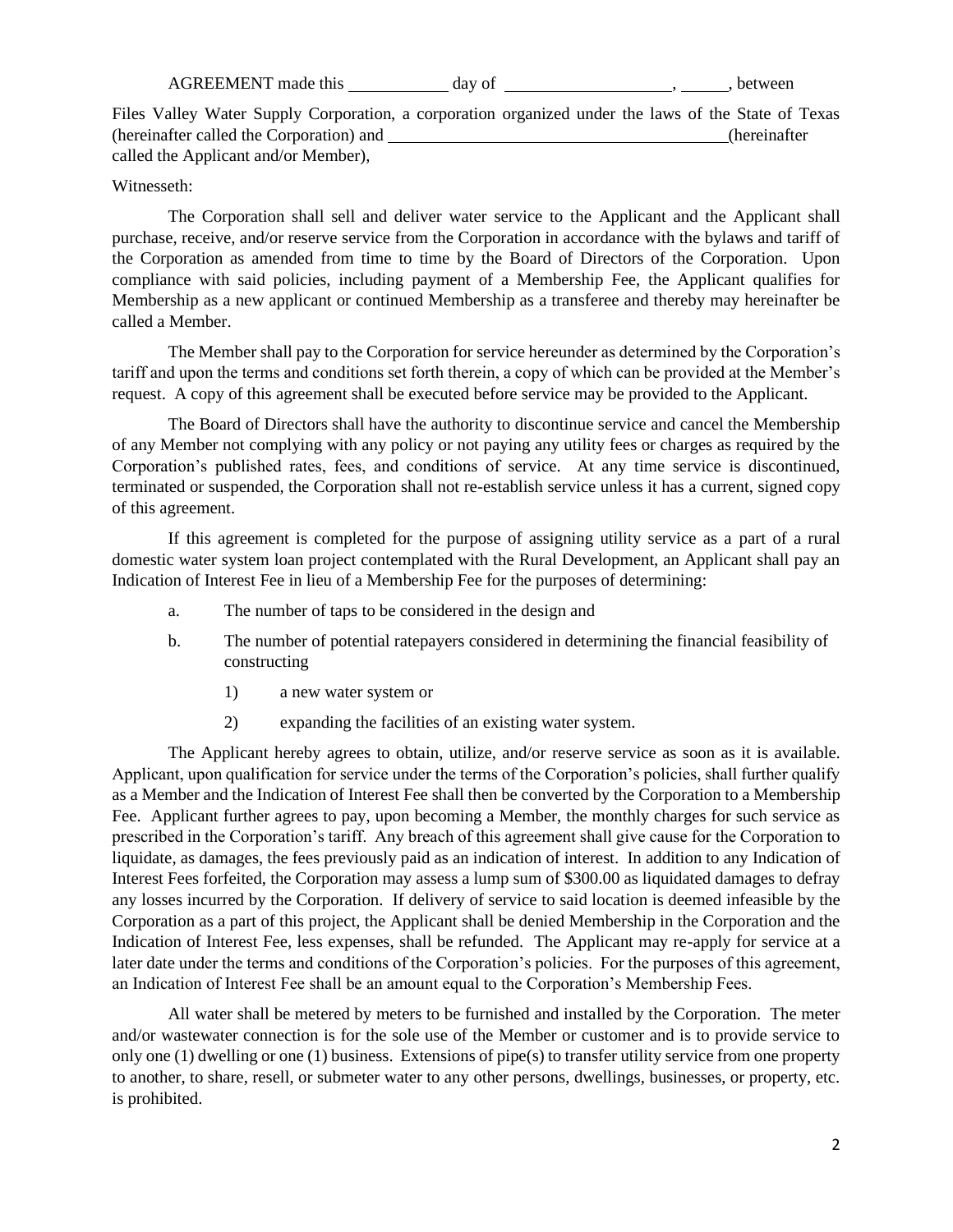AGREEMENT made this ___________ day of ___________________, _____, between

Files Valley Water Supply Corporation, a corporation organized under the laws of the State of Texas (hereinafter called the Corporation) and ________________________________________(hereinafter called the Applicant and/or Member),

Witnesseth:

The Corporation shall sell and deliver water service to the Applicant and the Applicant shall purchase, receive, and/or reserve service from the Corporation in accordance with the bylaws and tariff of the Corporation as amended from time to time by the Board of Directors of the Corporation. Upon compliance with said policies, including payment of a Membership Fee, the Applicant qualifies for Membership as a new applicant or continued Membership as a transferee and thereby may hereinafter be called a Member.

The Member shall pay to the Corporation for service hereunder as determined by the Corporation's tariff and upon the terms and conditions set forth therein, a copy of which can be provided at the Member's request. A copy of this agreement shall be executed before service may be provided to the Applicant.

The Board of Directors shall have the authority to discontinue service and cancel the Membership of any Member not complying with any policy or not paying any utility fees or charges as required by the Corporation's published rates, fees, and conditions of service. At any time service is discontinued, terminated or suspended, the Corporation shall not re-establish service unless it has a current, signed copy of this agreement.

If this agreement is completed for the purpose of assigning utility service as a part of a rural domestic water system loan project contemplated with the Rural Development, an Applicant shall pay an Indication of Interest Fee in lieu of a Membership Fee for the purposes of determining:

a. The number of taps to be considered in the design and

b. The number of potential ratepayers considered in determining the financial feasibility of constructing

   1) a new water system or

   2) expanding the facilities of an existing water system.

The Applicant hereby agrees to obtain, utilize, and/or reserve service as soon as it is available. Applicant, upon qualification for service under the terms of the Corporation's policies, shall further qualify as a Member and the Indication of Interest Fee shall then be converted by the Corporation to a Membership Fee. Applicant further agrees to pay, upon becoming a Member, the monthly charges for such service as prescribed in the Corporation's tariff. Any breach of this agreement shall give cause for the Corporation to liquidate, as damages, the fees previously paid as an indication of interest. In addition to any Indication of Interest Fees forfeited, the Corporation may assess a lump sum of $300.00 as liquidated damages to defray any losses incurred by the Corporation. If delivery of service to said location is deemed infeasible by the Corporation as a part of this project, the Applicant shall be denied Membership in the Corporation and the Indication of Interest Fee, less expenses, shall be refunded. The Applicant may re-apply for service at a later date under the terms and conditions of the Corporation's policies. For the purposes of this agreement, an Indication of Interest Fee shall be an amount equal to the Corporation's Membership Fees.

All water shall be metered by meters to be furnished and installed by the Corporation. The meter and/or wastewater connection is for the sole use of the Member or customer and is to provide service to only one (1) dwelling or one (1) business. Extensions of pipe(s) to transfer utility service from one property to another, to share, resell, or submeter water to any other persons, dwellings, businesses, or property, etc. is prohibited.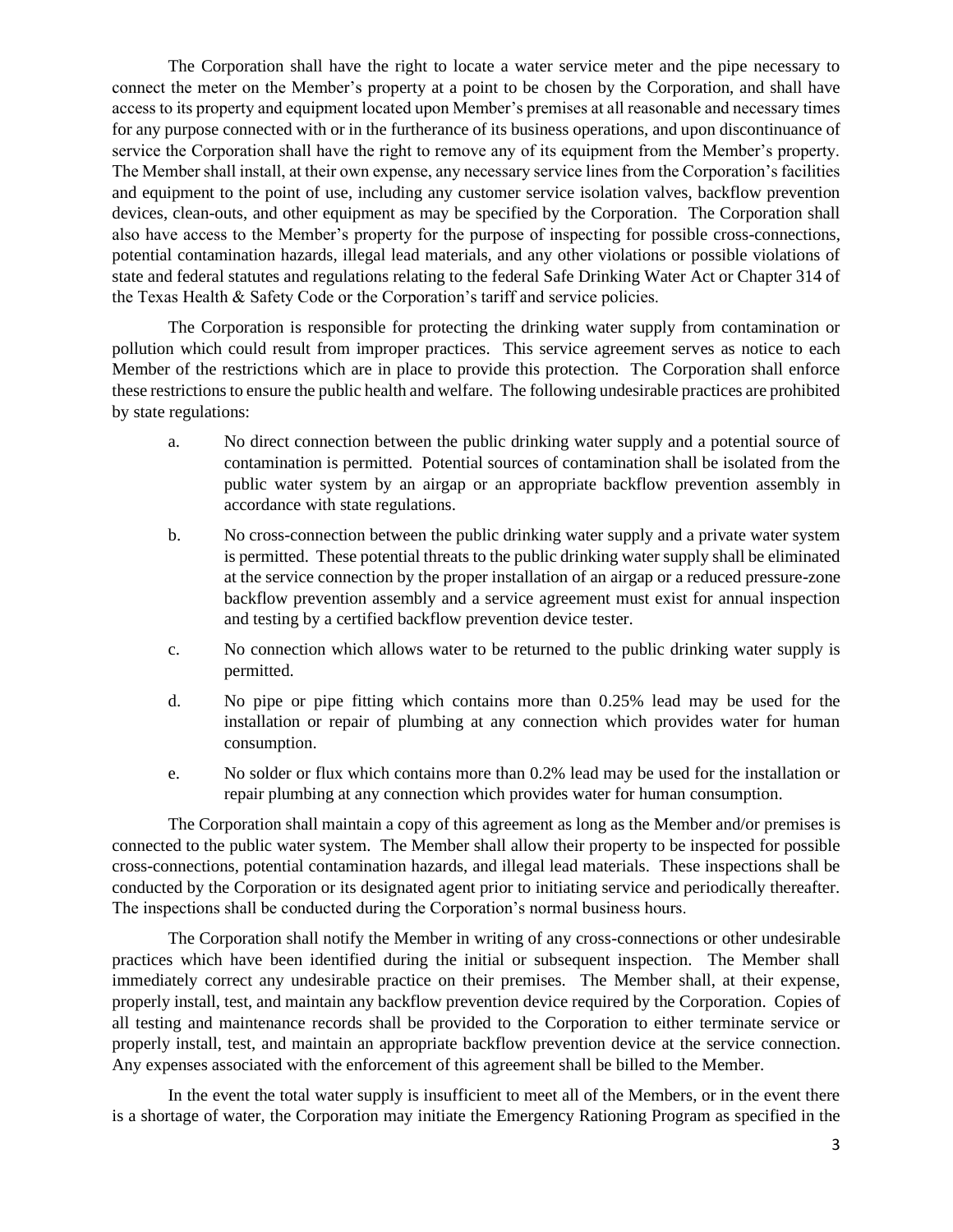The Corporation shall have the right to locate a water service meter and the pipe necessary to connect the meter on the Member's property at a point to be chosen by the Corporation, and shall have access to its property and equipment located upon Member's premises at all reasonable and necessary times for any purpose connected with or in the furtherance of its business operations, and upon discontinuance of service the Corporation shall have the right to remove any of its equipment from the Member's property. The Member shall install, at their own expense, any necessary service lines from the Corporation's facilities and equipment to the point of use, including any customer service isolation valves, backflow prevention devices, clean-outs, and other equipment as may be specified by the Corporation. The Corporation shall also have access to the Member's property for the purpose of inspecting for possible cross-connections, potential contamination hazards, illegal lead materials, and any other violations or possible violations of state and federal statutes and regulations relating to the federal Safe Drinking Water Act or Chapter 314 of the Texas Health & Safety Code or the Corporation's tariff and service policies.

The Corporation is responsible for protecting the drinking water supply from contamination or pollution which could result from improper practices. This service agreement serves as notice to each Member of the restrictions which are in place to provide this protection. The Corporation shall enforce these restrictions to ensure the public health and welfare. The following undesirable practices are prohibited by state regulations:

a. No direct connection between the public drinking water supply and a potential source of contamination is permitted. Potential sources of contamination shall be isolated from the public water system by an airgap or an appropriate backflow prevention assembly in accordance with state regulations.

b. No cross-connection between the public drinking water supply and a private water system is permitted. These potential threats to the public drinking water supply shall be eliminated at the service connection by the proper installation of an airgap or a reduced pressure-zone backflow prevention assembly and a service agreement must exist for annual inspection and testing by a certified backflow prevention device tester.

c. No connection which allows water to be returned to the public drinking water supply is permitted.

d. No pipe or pipe fitting which contains more than 0.25% lead may be used for the installation or repair of plumbing at any connection which provides water for human consumption.

e. No solder or flux which contains more than 0.2% lead may be used for the installation or repair plumbing at any connection which provides water for human consumption.

The Corporation shall maintain a copy of this agreement as long as the Member and/or premises is connected to the public water system. The Member shall allow their property to be inspected for possible cross-connections, potential contamination hazards, and illegal lead materials. These inspections shall be conducted by the Corporation or its designated agent prior to initiating service and periodically thereafter. The inspections shall be conducted during the Corporation's normal business hours.

The Corporation shall notify the Member in writing of any cross-connections or other undesirable practices which have been identified during the initial or subsequent inspection. The Member shall immediately correct any undesirable practice on their premises. The Member shall, at their expense, properly install, test, and maintain any backflow prevention device required by the Corporation. Copies of all testing and maintenance records shall be provided to the Corporation to either terminate service or properly install, test, and maintain an appropriate backflow prevention device at the service connection. Any expenses associated with the enforcement of this agreement shall be billed to the Member.

In the event the total water supply is insufficient to meet all of the Members, or in the event there is a shortage of water, the Corporation may initiate the Emergency Rationing Program as specified in the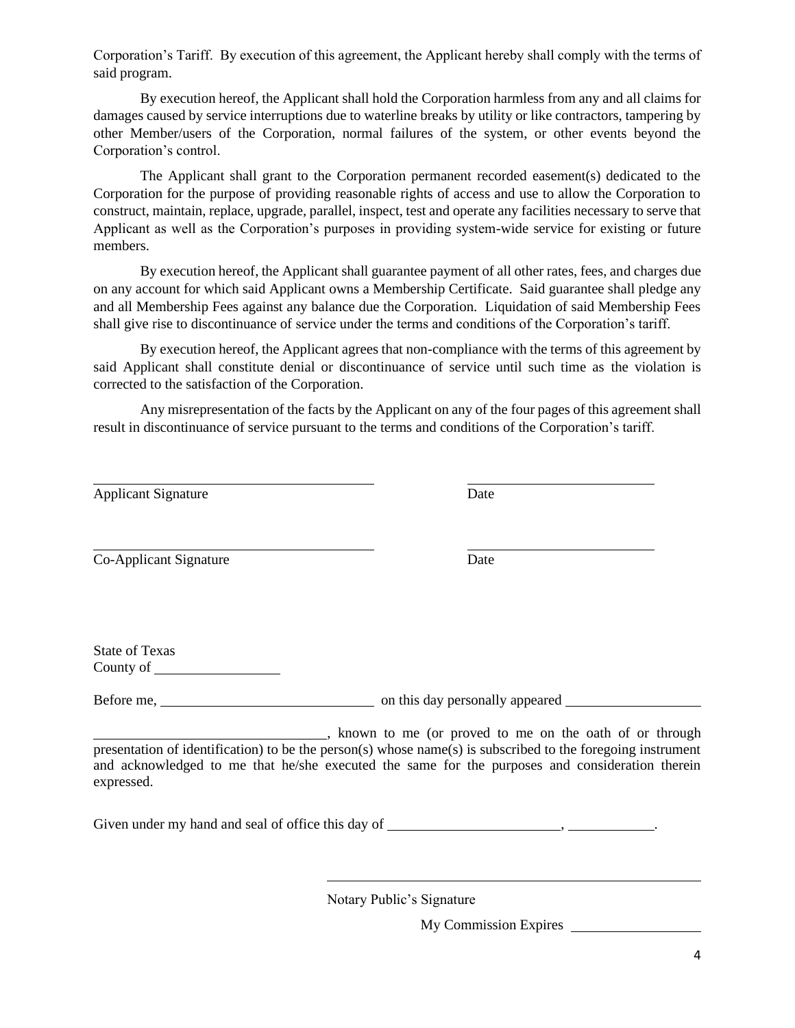Corporation's Tariff. By execution of this agreement, the Applicant hereby shall comply with the terms of said program.

By execution hereof, the Applicant shall hold the Corporation harmless from any and all claims for damages caused by service interruptions due to waterline breaks by utility or like contractors, tampering by other Member/users of the Corporation, normal failures of the system, or other events beyond the Corporation's control.

The Applicant shall grant to the Corporation permanent recorded easement(s) dedicated to the Corporation for the purpose of providing reasonable rights of access and use to allow the Corporation to construct, maintain, replace, upgrade, parallel, inspect, test and operate any facilities necessary to serve that Applicant as well as the Corporation's purposes in providing system-wide service for existing or future members.

By execution hereof, the Applicant shall guarantee payment of all other rates, fees, and charges due on any account for which said Applicant owns a Membership Certificate. Said guarantee shall pledge any and all Membership Fees against any balance due the Corporation. Liquidation of said Membership Fees shall give rise to discontinuance of service under the terms and conditions of the Corporation's tariff.

By execution hereof, the Applicant agrees that non-compliance with the terms of this agreement by said Applicant shall constitute denial or discontinuance of service until such time as the violation is corrected to the satisfaction of the Corporation.

Any misrepresentation of the facts by the Applicant on any of the four pages of this agreement shall result in discontinuance of service pursuant to the terms and conditions of the Corporation's tariff.

\_\_\_\_\_\_\_\_\_\_\_\_\_\_\_\_\_\_\_\_\_\_\_\_\_\_\_\_\_\_\_\_ \_\_\_\_\_\_\_\_\_\_\_\_\_\_\_\_\_\_\_\_\_\_
Applicant Signature Date

\_\_\_\_\_\_\_\_\_\_\_\_\_\_\_\_\_\_\_\_\_\_\_\_\_\_\_\_\_\_\_\_ \_\_\_\_\_\_\_\_\_\_\_\_\_\_\_\_\_\_\_\_\_\_
Co-Applicant Signature Date

State of Texas
County of \_\_\_\_\_\_\_\_\_\_\_\_\_\_\_\_

Before me, \_\_\_\_\_\_\_\_\_\_\_\_\_\_\_\_\_\_\_\_\_\_\_\_ on this day personally appeared \_\_\_\_\_\_\_\_\_\_\_\_\_\_\_\_\_\_

\_\_\_\_\_\_\_\_\_\_\_\_\_\_\_\_\_\_\_\_\_\_\_\_\_\_, known to me (or proved to me on the oath of or through presentation of identification) to be the person(s) whose name(s) is subscribed to the foregoing instrument and acknowledged to me that he/she executed the same for the purposes and consideration therein expressed.

Given under my hand and seal of office this day of \_\_\_\_\_\_\_\_\_\_\_\_\_\_\_\_\_\_\_\_, \_\_\_\_\_\_\_\_\_\_.

\_\_\_\_\_\_\_\_\_\_\_\_\_\_\_\_\_\_\_\_\_\_\_\_\_\_\_\_\_\_\_\_\_\_\_\_\_\_\_\_
Notary Public's Signature

My Commission Expires \_\_\_\_\_\_\_\_\_\_\_\_\_\_\_\_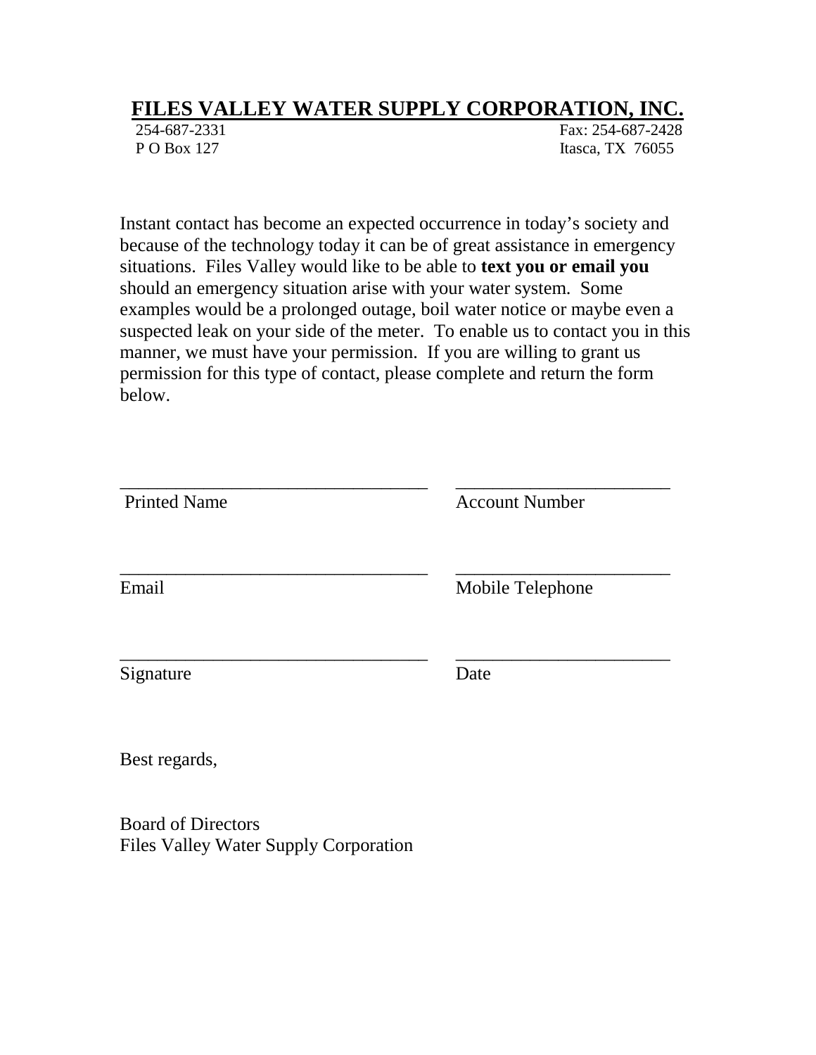# FILES VALLEY WATER SUPPLY CORPORATION, INC.

254-687-2331 Fax: 254-687-2428
P O Box 127 Itasca, TX 76055

Instant contact has become an expected occurrence in today's society and because of the technology today it can be of great assistance in emergency situations. Files Valley would like to be able to **text you or email you** should an emergency situation arise with your water system. Some examples would be a prolonged outage, boil water notice or maybe even a suspected leak on your side of the meter. To enable us to contact you in this manner, we must have your permission. If you are willing to grant us permission for this type of contact, please complete and return the form below.

| | |
|---|---|
| ________________________________ | ______________________ |
| Printed Name | Account Number |
| ________________________________ | ______________________ |
| Email | Mobile Telephone |
| ________________________________ | ______________________ |
| Signature | Date |

Best regards,

Board of Directors
Files Valley Water Supply Corporation